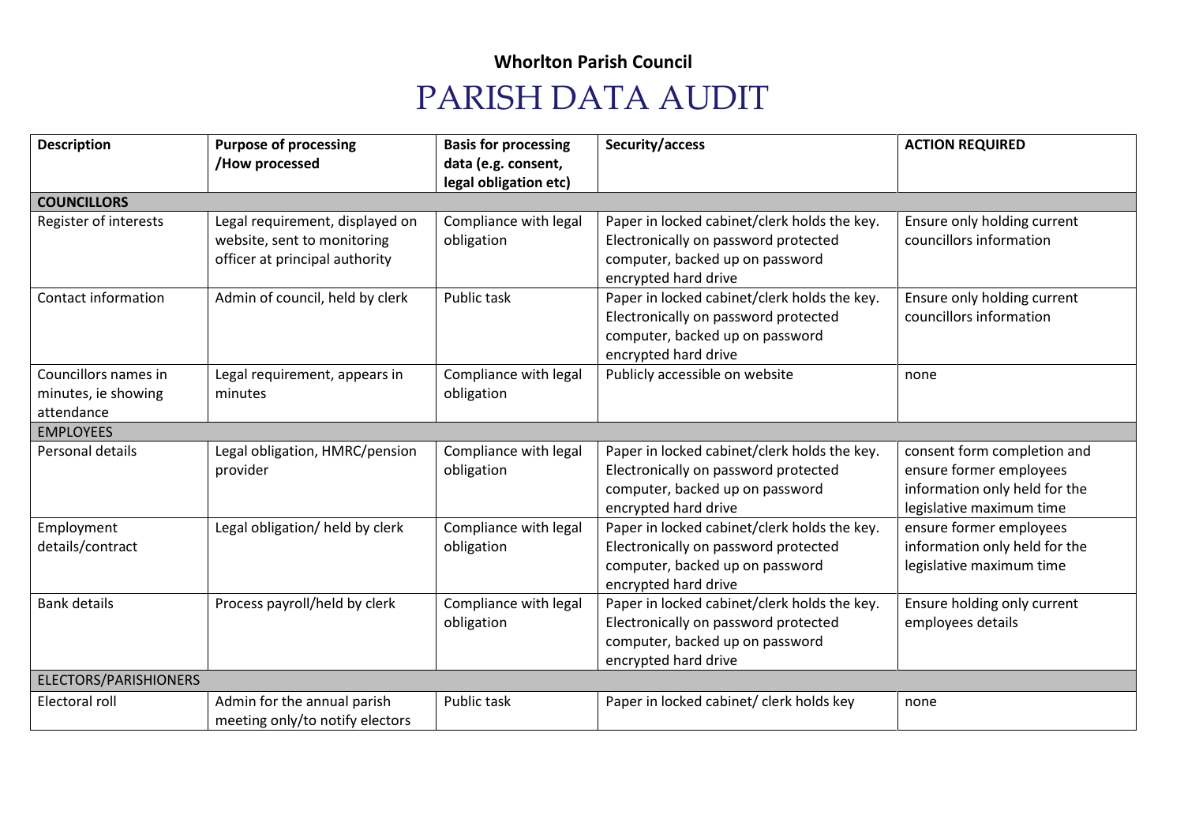**Whorlton Parish Council**

# PARISH DATA AUDIT

| Description | Purpose of processing /How processed | Basis for processing data (e.g. consent, legal obligation etc) | Security/access | ACTION REQUIRED |
|---|---|---|---|---|
| **COUNCILLORS** | | | | |
| Register of interests | Legal requirement, displayed on website, sent to monitoring officer at principal authority | Compliance with legal obligation | Paper in locked cabinet/clerk holds the key. Electronically on password protected computer, backed up on password encrypted hard drive | Ensure only holding current councillors information |
| Contact information | Admin of council, held by clerk | Public task | Paper in locked cabinet/clerk holds the key. Electronically on password protected computer, backed up on password encrypted hard drive | Ensure only holding current councillors information |
| Councillors names in minutes, ie showing attendance | Legal requirement, appears in minutes | Compliance with legal obligation | Publicly accessible on website | none |
| EMPLOYEES | | | | |
| Personal details | Legal obligation, HMRC/pension provider | Compliance with legal obligation | Paper in locked cabinet/clerk holds the key. Electronically on password protected computer, backed up on password encrypted hard drive | consent form completion and ensure former employees information only held for the legislative maximum time |
| Employment details/contract | Legal obligation/ held by clerk | Compliance with legal obligation | Paper in locked cabinet/clerk holds the key. Electronically on password protected computer, backed up on password encrypted hard drive | ensure former employees information only held for the legislative maximum time |
| Bank details | Process payroll/held by clerk | Compliance with legal obligation | Paper in locked cabinet/clerk holds the key. Electronically on password protected computer, backed up on password encrypted hard drive | Ensure holding only current employees details |
| ELECTORS/PARISHIONERS | | | | |
| Electoral roll | Admin for the annual parish meeting only/to notify electors | Public task | Paper in locked cabinet/ clerk holds key | none |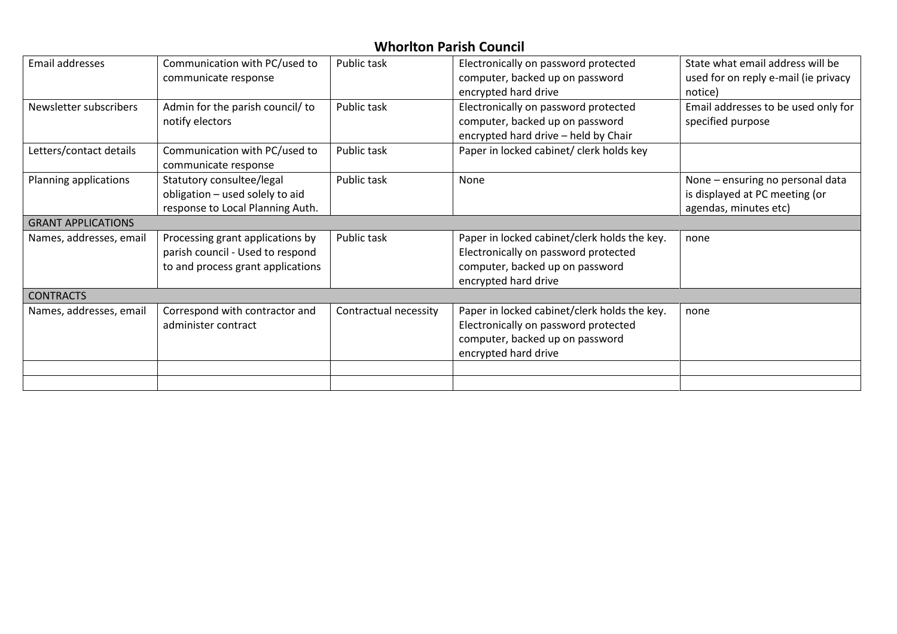## Whorlton Parish Council

| | | | | |
|---|---|---|---|---|
| Email addresses | Communication with PC/used to communicate response | Public task | Electronically on password protected computer, backed up on password encrypted hard drive | State what email address will be used for on reply e-mail (ie privacy notice) |
| Newsletter subscribers | Admin for the parish council/ to notify electors | Public task | Electronically on password protected computer, backed up on password encrypted hard drive – held by Chair | Email addresses to be used only for specified purpose |
| Letters/contact details | Communication with PC/used to communicate response | Public task | Paper in locked cabinet/ clerk holds key | |
| Planning applications | Statutory consultee/legal obligation – used solely to aid response to Local Planning Auth. | Public task | None | None – ensuring no personal data is displayed at PC meeting (or agendas, minutes etc) |
| GRANT APPLICATIONS | | | | |
| Names, addresses, email | Processing grant applications by parish council - Used to respond to and process grant applications | Public task | Paper in locked cabinet/clerk holds the key. Electronically on password protected computer, backed up on password encrypted hard drive | none |
| CONTRACTS | | | | |
| Names, addresses, email | Correspond with contractor and administer contract | Contractual necessity | Paper in locked cabinet/clerk holds the key. Electronically on password protected computer, backed up on password encrypted hard drive | none |
| | | | | |
| | | | | |